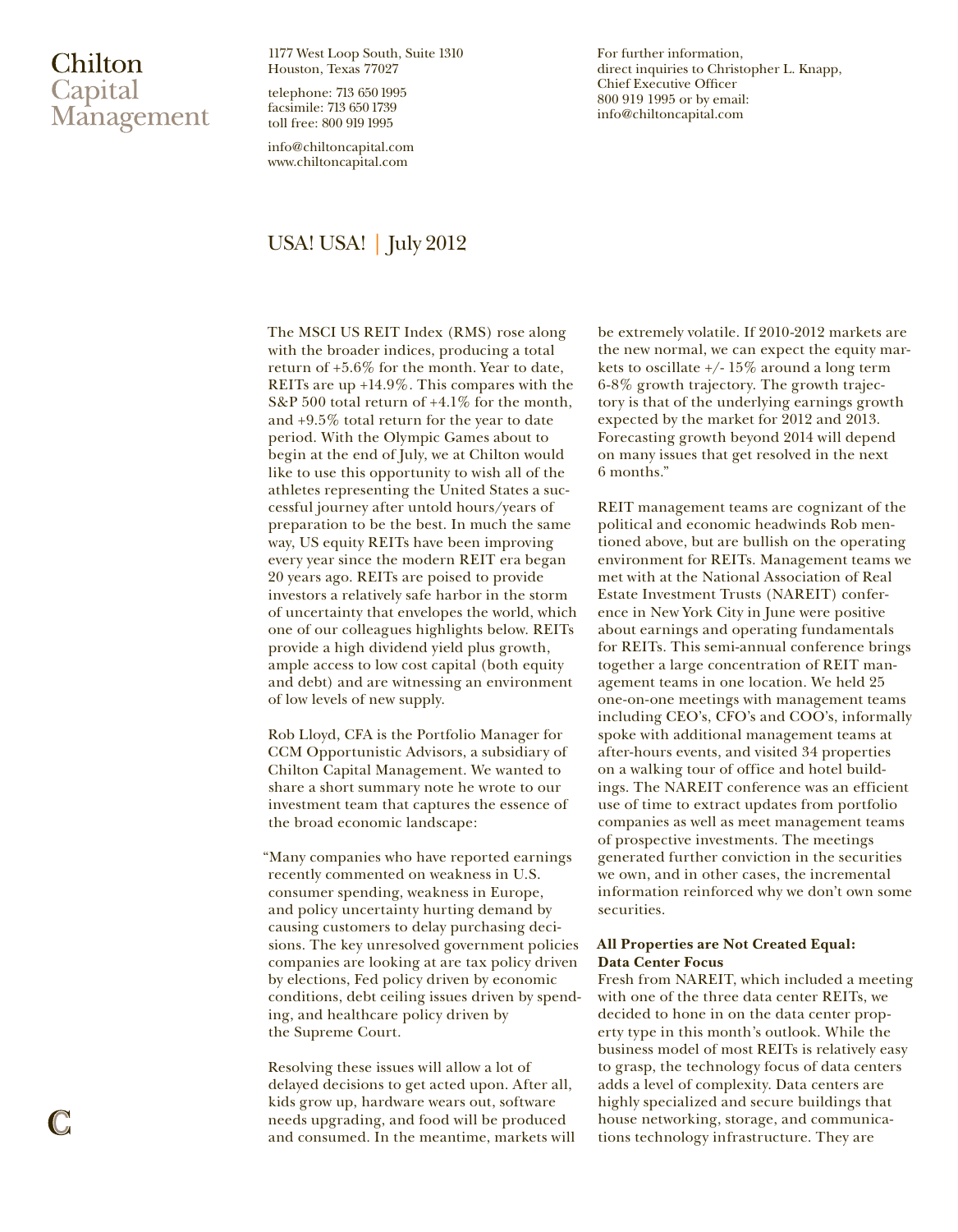# Chilton Capital Management

1177 West Loop South, Suite 1310
Houston, Texas 77027

telephone: 713 650 1995
facsimile: 713 650 1739
toll free: 800 919 1995

info@chiltoncapital.com
www.chiltoncapital.com

For further information,
direct inquiries to Christopher L. Knapp,
Chief Executive Officer
800 919 1995 or by email:
info@chiltoncapital.com

## USA! USA! | July 2012

The MSCI US REIT Index (RMS) rose along with the broader indices, producing a total return of +5.6% for the month. Year to date, REITs are up +14.9%. This compares with the S&P 500 total return of +4.1% for the month, and +9.5% total return for the year to date period. With the Olympic Games about to begin at the end of July, we at Chilton would like to use this opportunity to wish all of the athletes representing the United States a successful journey after untold hours/years of preparation to be the best. In much the same way, US equity REITs have been improving every year since the modern REIT era began 20 years ago. REITs are poised to provide investors a relatively safe harbor in the storm of uncertainty that envelopes the world, which one of our colleagues highlights below. REITs provide a high dividend yield plus growth, ample access to low cost capital (both equity and debt) and are witnessing an environment of low levels of new supply.

Rob Lloyd, CFA is the Portfolio Manager for CCM Opportunistic Advisors, a subsidiary of Chilton Capital Management. We wanted to share a short summary note he wrote to our investment team that captures the essence of the broad economic landscape:

"Many companies who have reported earnings recently commented on weakness in U.S. consumer spending, weakness in Europe, and policy uncertainty hurting demand by causing customers to delay purchasing decisions. The key unresolved government policies companies are looking at are tax policy driven by elections, Fed policy driven by economic conditions, debt ceiling issues driven by spending, and healthcare policy driven by the Supreme Court.

Resolving these issues will allow a lot of delayed decisions to get acted upon. After all, kids grow up, hardware wears out, software needs upgrading, and food will be produced and consumed. In the meantime, markets will be extremely volatile. If 2010-2012 markets are the new normal, we can expect the equity markets to oscillate +/- 15% around a long term 6-8% growth trajectory. The growth trajectory is that of the underlying earnings growth expected by the market for 2012 and 2013. Forecasting growth beyond 2014 will depend on many issues that get resolved in the next 6 months."

REIT management teams are cognizant of the political and economic headwinds Rob mentioned above, but are bullish on the operating environment for REITs. Management teams we met with at the National Association of Real Estate Investment Trusts (NAREIT) conference in New York City in June were positive about earnings and operating fundamentals for REITs. This semi-annual conference brings together a large concentration of REIT management teams in one location. We held 25 one-on-one meetings with management teams including CEO's, CFO's and COO's, informally spoke with additional management teams at after-hours events, and visited 34 properties on a walking tour of office and hotel buildings. The NAREIT conference was an efficient use of time to extract updates from portfolio companies as well as meet management teams of prospective investments. The meetings generated further conviction in the securities we own, and in other cases, the incremental information reinforced why we don't own some securities.

**All Properties are Not Created Equal: Data Center Focus**

Fresh from NAREIT, which included a meeting with one of the three data center REITs, we decided to hone in on the data center property type in this month's outlook. While the business model of most REITs is relatively easy to grasp, the technology focus of data centers adds a level of complexity. Data centers are highly specialized and secure buildings that house networking, storage, and communications technology infrastructure. They are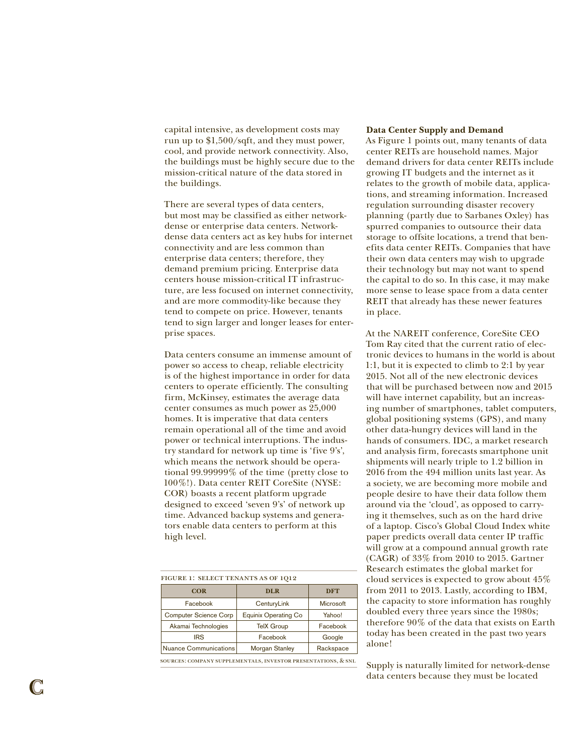capital intensive, as development costs may run up to $1,500/sqft, and they must power, cool, and provide network connectivity. Also, the buildings must be highly secure due to the mission-critical nature of the data stored in the buildings.

There are several types of data centers, but most may be classified as either network-dense or enterprise data centers. Network-dense data centers act as key hubs for internet connectivity and are less common than enterprise data centers; therefore, they demand premium pricing. Enterprise data centers house mission-critical IT infrastructure, are less focused on internet connectivity, and are more commodity-like because they tend to compete on price. However, tenants tend to sign larger and longer leases for enterprise spaces.

Data centers consume an immense amount of power so access to cheap, reliable electricity is of the highest importance in order for data centers to operate efficiently. The consulting firm, McKinsey, estimates the average data center consumes as much power as 25,000 homes. It is imperative that data centers remain operational all of the time and avoid power or technical interruptions. The industry standard for network up time is 'five 9's', which means the network should be operational 99.99999% of the time (pretty close to 100%!). Data center REIT CoreSite (NYSE: COR) boasts a recent platform upgrade designed to exceed 'seven 9's' of network up time. Advanced backup systems and generators enable data centers to perform at this high level.

FIGURE 1: SELECT TENANTS AS OF 1Q12

| COR | DLR | DFT |
|---|---|---|
| Facebook | CenturyLink | Microsoft |
| Computer Science Corp | Equinix Operating Co | Yahoo! |
| Akamai Technologies | TelX Group | Facebook |
| IRS | Facebook | Google |
| Nuance Communications | Morgan Stanley | Rackspace |

SOURCES: COMPANY SUPPLEMENTALS, INVESTOR PRESENTATIONS, & SNL

**Data Center Supply and Demand**

As Figure 1 points out, many tenants of data center REITs are household names. Major demand drivers for data center REITs include growing IT budgets and the internet as it relates to the growth of mobile data, applications, and streaming information. Increased regulation surrounding disaster recovery planning (partly due to Sarbanes Oxley) has spurred companies to outsource their data storage to offsite locations, a trend that benefits data center REITs. Companies that have their own data centers may wish to upgrade their technology but may not want to spend the capital to do so. In this case, it may make more sense to lease space from a data center REIT that already has these newer features in place.

At the NAREIT conference, CoreSite CEO Tom Ray cited that the current ratio of electronic devices to humans in the world is about 1:1, but it is expected to climb to 2:1 by year 2015. Not all of the new electronic devices that will be purchased between now and 2015 will have internet capability, but an increasing number of smartphones, tablet computers, global positioning systems (GPS), and many other data-hungry devices will land in the hands of consumers. IDC, a market research and analysis firm, forecasts smartphone unit shipments will nearly triple to 1.2 billion in 2016 from the 494 million units last year. As a society, we are becoming more mobile and people desire to have their data follow them around via the 'cloud', as opposed to carrying it themselves, such as on the hard drive of a laptop. Cisco's Global Cloud Index white paper predicts overall data center IP traffic will grow at a compound annual growth rate (CAGR) of 33% from 2010 to 2015. Gartner Research estimates the global market for cloud services is expected to grow about 45% from 2011 to 2013. Lastly, according to IBM, the capacity to store information has roughly doubled every three years since the 1980s; therefore 90% of the data that exists on Earth today has been created in the past two years alone!

Supply is naturally limited for network-dense data centers because they must be located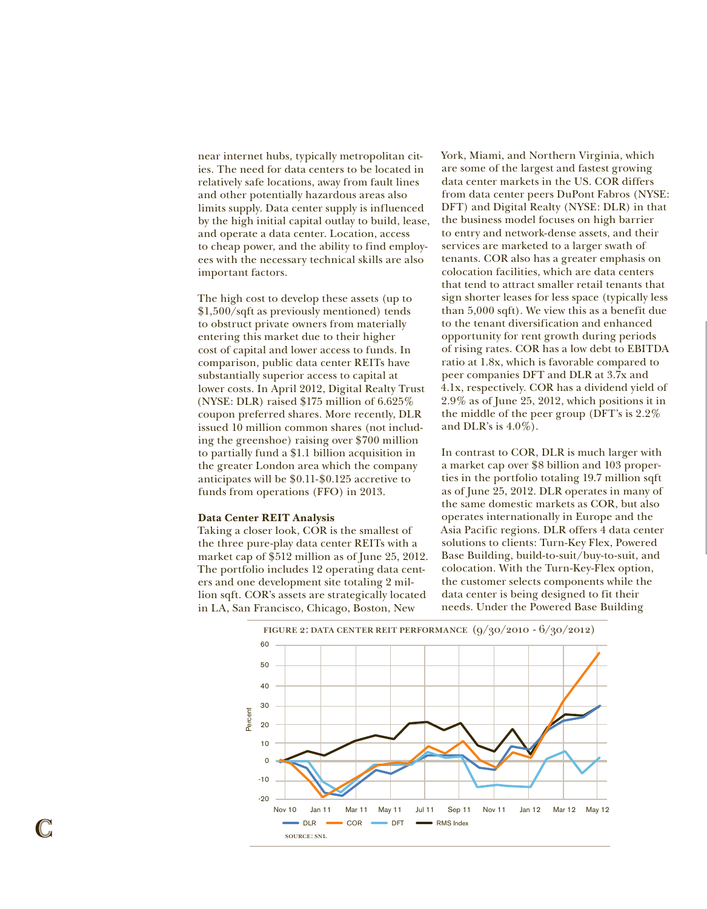near internet hubs, typically metropolitan cities. The need for data centers to be located in relatively safe locations, away from fault lines and other potentially hazardous areas also limits supply. Data center supply is influenced by the high initial capital outlay to build, lease, and operate a data center. Location, access to cheap power, and the ability to find employees with the necessary technical skills are also important factors.

The high cost to develop these assets (up to $1,500/sqft as previously mentioned) tends to obstruct private owners from materially entering this market due to their higher cost of capital and lower access to funds. In comparison, public data center REITs have substantially superior access to capital at lower costs. In April 2012, Digital Realty Trust (NYSE: DLR) raised $175 million of 6.625% coupon preferred shares. More recently, DLR issued 10 million common shares (not including the greenshoe) raising over $700 million to partially fund a $1.1 billion acquisition in the greater London area which the company anticipates will be $0.11-$0.125 accretive to funds from operations (FFO) in 2013.

**Data Center REIT Analysis**

Taking a closer look, COR is the smallest of the three pure-play data center REITs with a market cap of $512 million as of June 25, 2012. The portfolio includes 12 operating data centers and one development site totaling 2 million sqft. COR's assets are strategically located in LA, San Francisco, Chicago, Boston, New York, Miami, and Northern Virginia, which are some of the largest and fastest growing data center markets in the US. COR differs from data center peers DuPont Fabros (NYSE: DFT) and Digital Realty (NYSE: DLR) in that the business model focuses on high barrier to entry and network-dense assets, and their services are marketed to a larger swath of tenants. COR also has a greater emphasis on colocation facilities, which are data centers that tend to attract smaller retail tenants that sign shorter leases for less space (typically less than 5,000 sqft). We view this as a benefit due to the tenant diversification and enhanced opportunity for rent growth during periods of rising rates. COR has a low debt to EBITDA ratio at 1.8x, which is favorable compared to peer companies DFT and DLR at 3.7x and 4.1x, respectively. COR has a dividend yield of 2.9% as of June 25, 2012, which positions it in the middle of the peer group (DFT's is 2.2% and DLR's is 4.0%).

In contrast to COR, DLR is much larger with a market cap over $8 billion and 103 properties in the portfolio totaling 19.7 million sqft as of June 25, 2012. DLR operates in many of the same domestic markets as COR, but also operates internationally in Europe and the Asia Pacific regions. DLR offers 4 data center solutions to clients: Turn-Key Flex, Powered Base Building, build-to-suit/buy-to-suit, and colocation. With the Turn-Key-Flex option, the customer selects components while the data center is being designed to fit their needs. Under the Powered Base Building

FIGURE 2: DATA CENTER REIT PERFORMANCE (9/30/2010 - 6/30/2012)

SOURCE: SNL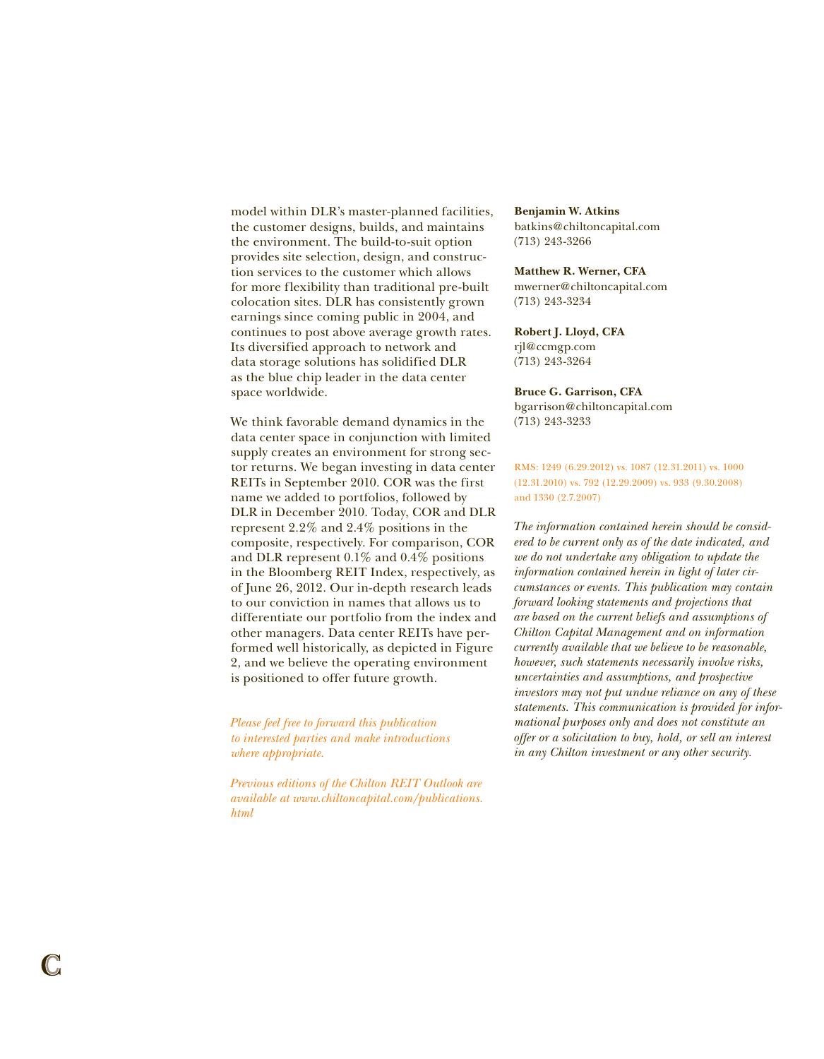model within DLR's master-planned facilities, the customer designs, builds, and maintains the environment. The build-to-suit option provides site selection, design, and construction services to the customer which allows for more flexibility than traditional pre-built colocation sites. DLR has consistently grown earnings since coming public in 2004, and continues to post above average growth rates. Its diversified approach to network and data storage solutions has solidified DLR as the blue chip leader in the data center space worldwide.

We think favorable demand dynamics in the data center space in conjunction with limited supply creates an environment for strong sector returns. We began investing in data center REITs in September 2010. COR was the first name we added to portfolios, followed by DLR in December 2010. Today, COR and DLR represent 2.2% and 2.4% positions in the composite, respectively. For comparison, COR and DLR represent 0.1% and 0.4% positions in the Bloomberg REIT Index, respectively, as of June 26, 2012. Our in-depth research leads to our conviction in names that allows us to differentiate our portfolio from the index and other managers. Data center REITs have performed well historically, as depicted in Figure 2, and we believe the operating environment is positioned to offer future growth.

*Please feel free to forward this publication to interested parties and make introductions where appropriate.*

*Previous editions of the Chilton REIT Outlook are available at www.chiltoncapital.com/publications.html*

**Benjamin W. Atkins**
batkins@chiltoncapital.com
(713) 243-3266

**Matthew R. Werner, CFA**
mwerner@chiltoncapital.com
(713) 243-3234

**Robert J. Lloyd, CFA**
rjl@ccmgp.com
(713) 243-3264

**Bruce G. Garrison, CFA**
bgarrison@chiltoncapital.com
(713) 243-3233

RMS: 1249 (6.29.2012) vs. 1087 (12.31.2011) vs. 1000 (12.31.2010) vs. 792 (12.29.2009) vs. 933 (9.30.2008) and 1330 (2.7.2007)

*The information contained herein should be considered to be current only as of the date indicated, and we do not undertake any obligation to update the information contained herein in light of later circumstances or events. This publication may contain forward looking statements and projections that are based on the current beliefs and assumptions of Chilton Capital Management and on information currently available that we believe to be reasonable, however, such statements necessarily involve risks, uncertainties and assumptions, and prospective investors may not put undue reliance on any of these statements. This communication is provided for informational purposes only and does not constitute an offer or a solicitation to buy, hold, or sell an interest in any Chilton investment or any other security.*